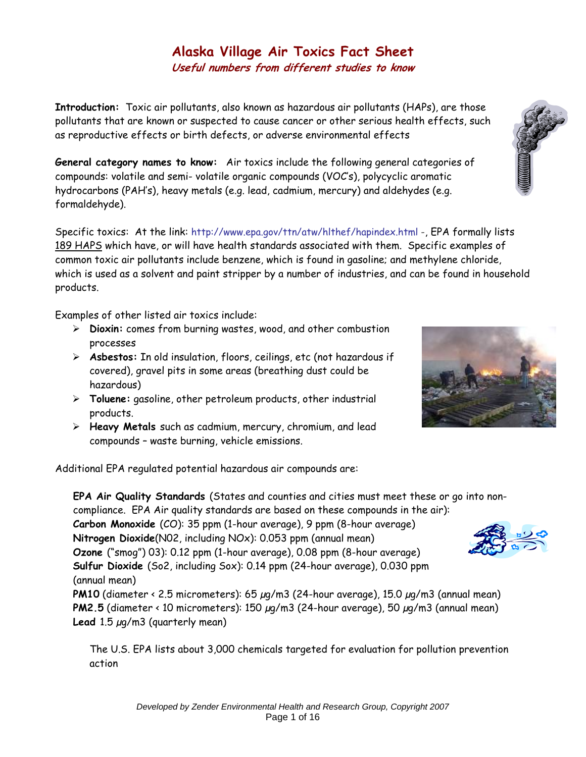# Alaska Village Air Toxics Fact Sheet

## *Useful numbers from different studies to know*

**Introduction:** Toxic air pollutants, also known as hazardous air pollutants (HAPs), are those pollutants that are known or suspected to cause cancer or other serious health effects, such as reproductive effects or birth defects, or adverse environmental effects

**General category names to know:** Air toxics include the following general categories of compounds: volatile and semi- volatile organic compounds (VOC's), polycyclic aromatic hydrocarbons (PAH's), heavy metals (e.g. lead, cadmium, mercury) and aldehydes (e.g. formaldehyde).

Specific toxics: At the link: http://www.epa.gov/ttn/atw/hlthef/hapindex.html -, EPA formally lists 189 HAPS which have, or will have health standards associated with them. Specific examples of common toxic air pollutants include benzene, which is found in gasoline; and methylene chloride, which is used as a solvent and paint stripper by a number of industries, and can be found in household products.

Examples of other listed air toxics include:

- **Dioxin:** comes from burning wastes, wood, and other combustion processes
- **Asbestos:** In old insulation, floors, ceilings, etc (not hazardous if covered), gravel pits in some areas (breathing dust could be hazardous)
- **Toluene:** gasoline, other petroleum products, other industrial products.
- **Heavy Metals** such as cadmium, mercury, chromium, and lead compounds – waste burning, vehicle emissions.

Additional EPA regulated potential hazardous air compounds are:

**EPA Air Quality Standards** (States and counties and cities must meet these or go into non-compliance. EPA Air quality standards are based on these compounds in the air):
**Carbon Monoxide** (CO): 35 ppm (1-hour average), 9 ppm (8-hour average)
**Nitrogen Dioxide**(N02, including NOx): 0.053 ppm (annual mean)
**Ozone** ("smog") 03): 0.12 ppm (1-hour average), 0.08 ppm (8-hour average)
**Sulfur Dioxide** (So2, including Sox): 0.14 ppm (24-hour average), 0.030 ppm (annual mean)
**PM10** (diameter < 2.5 micrometers): 65 µg/m3 (24-hour average), 15.0 µg/m3 (annual mean)
**PM2.5** (diameter < 10 micrometers): 150 µg/m3 (24-hour average), 50 µg/m3 (annual mean)
**Lead** 1.5 µg/m3 (quarterly mean)

The U.S. EPA lists about 3,000 chemicals targeted for evaluation for pollution prevention action

*Developed by Zender Environmental Health and Research Group, Copyright 2007*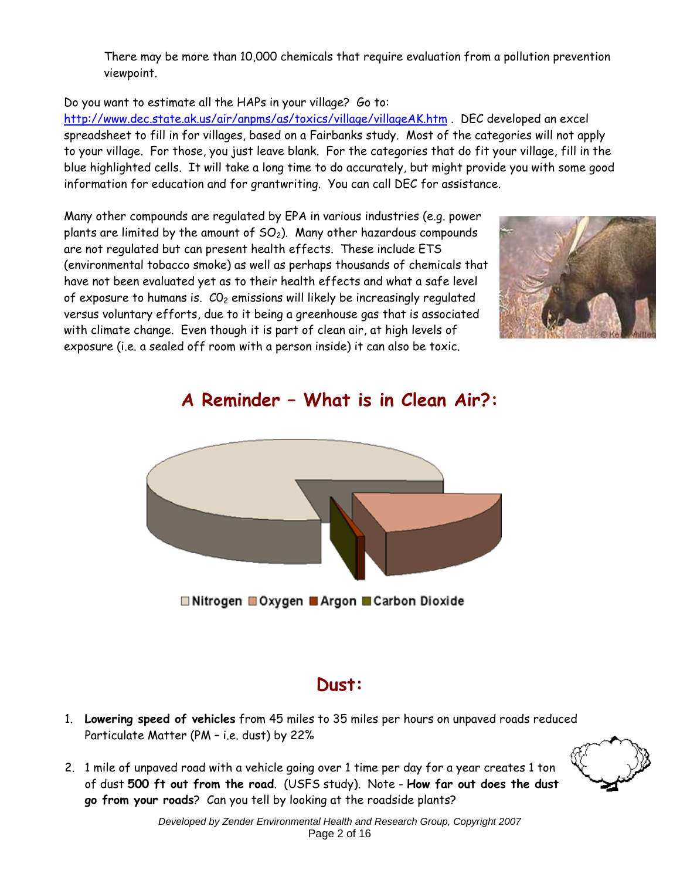There may be more than 10,000 chemicals that require evaluation from a pollution prevention viewpoint.

Do you want to estimate all the HAPs in your village? Go to: http://www.dec.state.ak.us/air/anpms/as/toxics/village/villageAK.htm . DEC developed an excel spreadsheet to fill in for villages, based on a Fairbanks study. Most of the categories will not apply to your village. For those, you just leave blank. For the categories that do fit your village, fill in the blue highlighted cells. It will take a long time to do accurately, but might provide you with some good information for education and for grantwriting. You can call DEC for assistance.

Many other compounds are regulated by EPA in various industries (e.g. power plants are limited by the amount of $SO_2$). Many other hazardous compounds are not regulated but can present health effects. These include ETS (environmental tobacco smoke) as well as perhaps thousands of chemicals that have not been evaluated yet as to their health effects and what a safe level of exposure to humans is. $CO_2$ emissions will likely be increasingly regulated versus voluntary efforts, due to it being a greenhouse gas that is associated with climate change. Even though it is part of clean air, at high levels of exposure (i.e. a sealed off room with a person inside) it can also be toxic.

## A Reminder – What is in Clean Air?:

Nitrogen, Oxygen, Argon, Carbon Dioxide

## Dust:

1. **Lowering speed of vehicles** from 45 miles to 35 miles per hours on unpaved roads reduced Particulate Matter (PM – i.e. dust) by 22%
2. 1 mile of unpaved road with a vehicle going over 1 time per day for a year creates 1 ton of dust **500 ft out from the road**. (USFS study). Note - **How far out does the dust go from your roads**? Can you tell by looking at the roadside plants?

Developed by Zender Environmental Health and Research Group, Copyright 2007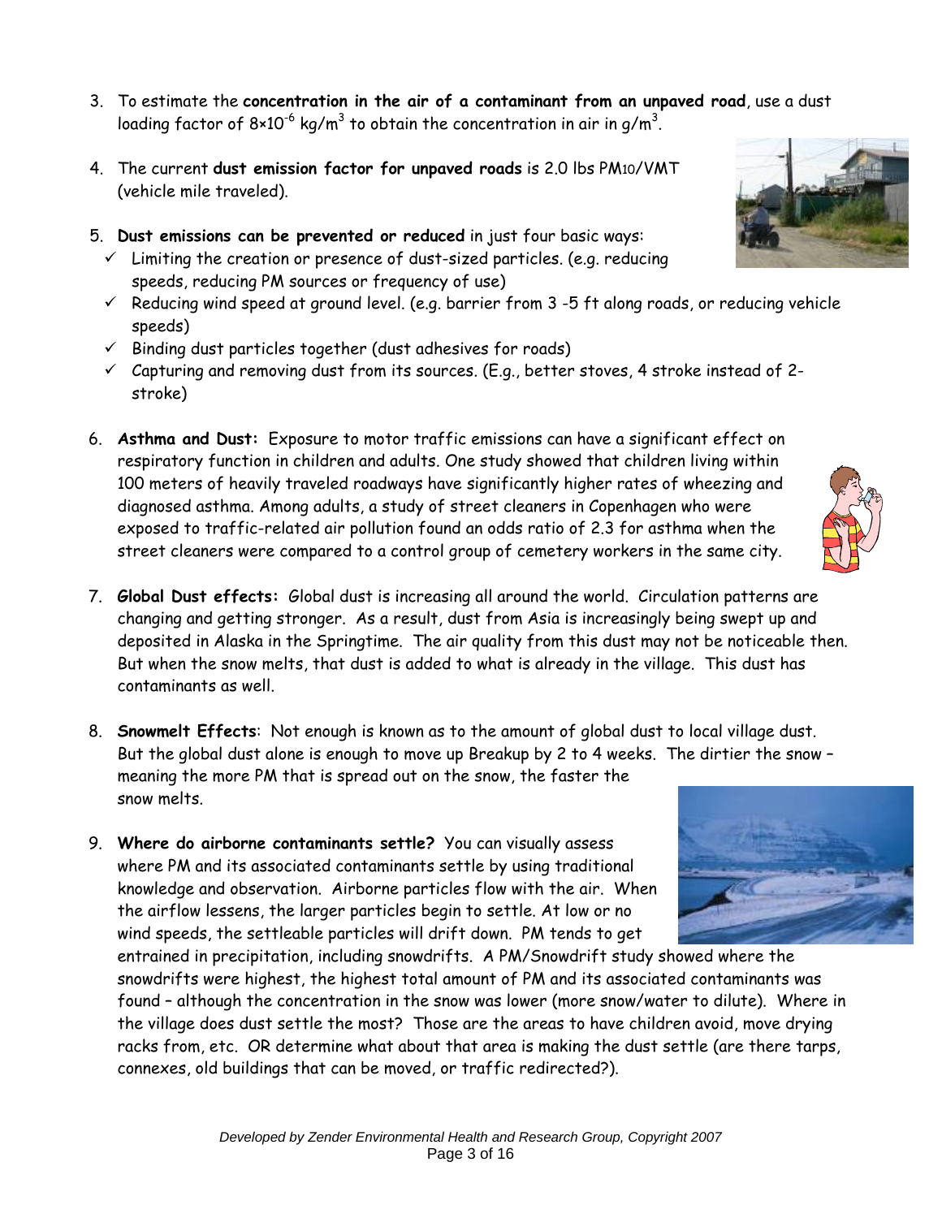3. To estimate the **concentration in the air of a contaminant from an unpaved road**, use a dust loading factor of $8 \times 10^{-6}$ kg/m$^3$ to obtain the concentration in air in g/m$^3$.

4. The current **dust emission factor for unpaved roads** is 2.0 lbs $PM_{10}$/VMT (vehicle mile traveled).

5. **Dust emissions can be prevented or reduced** in just four basic ways:
   - ✓ Limiting the creation or presence of dust-sized particles. (e.g. reducing speeds, reducing PM sources or frequency of use)
   - ✓ Reducing wind speed at ground level. (e.g. barrier from 3 -5 ft along roads, or reducing vehicle speeds)
   - ✓ Binding dust particles together (dust adhesives for roads)
   - ✓ Capturing and removing dust from its sources. (E.g., better stoves, 4 stroke instead of 2-stroke)

6. **Asthma and Dust:** Exposure to motor traffic emissions can have a significant effect on respiratory function in children and adults. One study showed that children living within 100 meters of heavily traveled roadways have significantly higher rates of wheezing and diagnosed asthma. Among adults, a study of street cleaners in Copenhagen who were exposed to traffic-related air pollution found an odds ratio of 2.3 for asthma when the street cleaners were compared to a control group of cemetery workers in the same city.

7. **Global Dust effects:** Global dust is increasing all around the world. Circulation patterns are changing and getting stronger. As a result, dust from Asia is increasingly being swept up and deposited in Alaska in the Springtime. The air quality from this dust may not be noticeable then. But when the snow melts, that dust is added to what is already in the village. This dust has contaminants as well.

8. **Snowmelt Effects**: Not enough is known as to the amount of global dust to local village dust. But the global dust alone is enough to move up Breakup by 2 to 4 weeks. The dirtier the snow – meaning the more PM that is spread out on the snow, the faster the snow melts.

9. **Where do airborne contaminants settle?** You can visually assess where PM and its associated contaminants settle by using traditional knowledge and observation. Airborne particles flow with the air. When the airflow lessens, the larger particles begin to settle. At low or no wind speeds, the settleable particles will drift down. PM tends to get entrained in precipitation, including snowdrifts. A PM/Snowdrift study showed where the snowdrifts were highest, the highest total amount of PM and its associated contaminants was found – although the concentration in the snow was lower (more snow/water to dilute). Where in the village does dust settle the most? Those are the areas to have children avoid, move drying racks from, etc. OR determine what about that area is making the dust settle (are there tarps, connexes, old buildings that can be moved, or traffic redirected?).

*Developed by Zender Environmental Health and Research Group, Copyright 2007*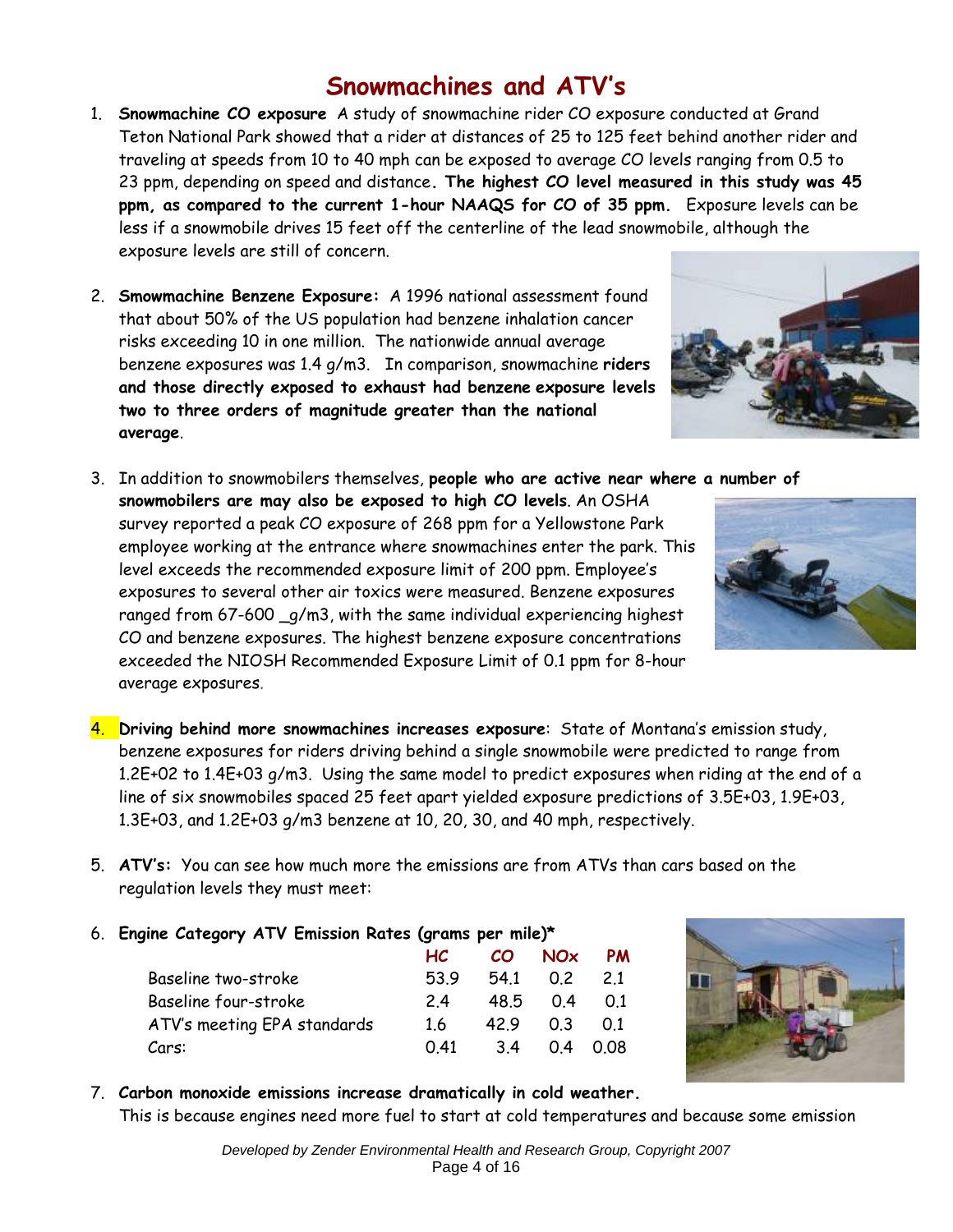# Snowmachines and ATV's

1. **Snowmachine CO exposure** A study of snowmachine rider CO exposure conducted at Grand Teton National Park showed that a rider at distances of 25 to 125 feet behind another rider and traveling at speeds from 10 to 40 mph can be exposed to average CO levels ranging from 0.5 to 23 ppm, depending on speed and distance**. The highest CO level measured in this study was 45 ppm, as compared to the current 1-hour NAAQS for CO of 35 ppm.** Exposure levels can be less if a snowmobile drives 15 feet off the centerline of the lead snowmobile, although the exposure levels are still of concern.

2. **Smowmachine Benzene Exposure:** A 1996 national assessment found that about 50% of the US population had benzene inhalation cancer risks exceeding 10 in one million. The nationwide annual average benzene exposures was 1.4 g/m3. In comparison, snowmachine **riders and those directly exposed to exhaust had benzene exposure levels two to three orders of magnitude greater than the national average**.

3. In addition to snowmobilers themselves, **people who are active near where a number of snowmobilers are may also be exposed to high CO levels**. An OSHA survey reported a peak CO exposure of 268 ppm for a Yellowstone Park employee working at the entrance where snowmachines enter the park. This level exceeds the recommended exposure limit of 200 ppm. Employee's exposures to several other air toxics were measured. Benzene exposures ranged from 67-600 _g/m3, with the same individual experiencing highest CO and benzene exposures. The highest benzene exposure concentrations exceeded the NIOSH Recommended Exposure Limit of 0.1 ppm for 8-hour average exposures.

4. **Driving behind more snowmachines increases exposure**: State of Montana's emission study, benzene exposures for riders driving behind a single snowmobile were predicted to range from 1.2E+02 to 1.4E+03 g/m3. Using the same model to predict exposures when riding at the end of a line of six snowmobiles spaced 25 feet apart yielded exposure predictions of 3.5E+03, 1.9E+03, 1.3E+03, and 1.2E+03 g/m3 benzene at 10, 20, 30, and 40 mph, respectively.

5. **ATV's:** You can see how much more the emissions are from ATVs than cars based on the regulation levels they must meet:

6. **Engine Category ATV Emission Rates (grams per mile)***

| | HC | CO | NOx | PM |
|---|---|---|---|---|
| Baseline two-stroke | 53.9 | 54.1 | 0.2 | 2.1 |
| Baseline four-stroke | 2.4 | 48.5 | 0.4 | 0.1 |
| ATV's meeting EPA standards | 1.6 | 42.9 | 0.3 | 0.1 |
| Cars: | 0.41 | 3.4 | 0.4 | 0.08 |

7. **Carbon monoxide emissions increase dramatically in cold weather.**
This is because engines need more fuel to start at cold temperatures and because some emission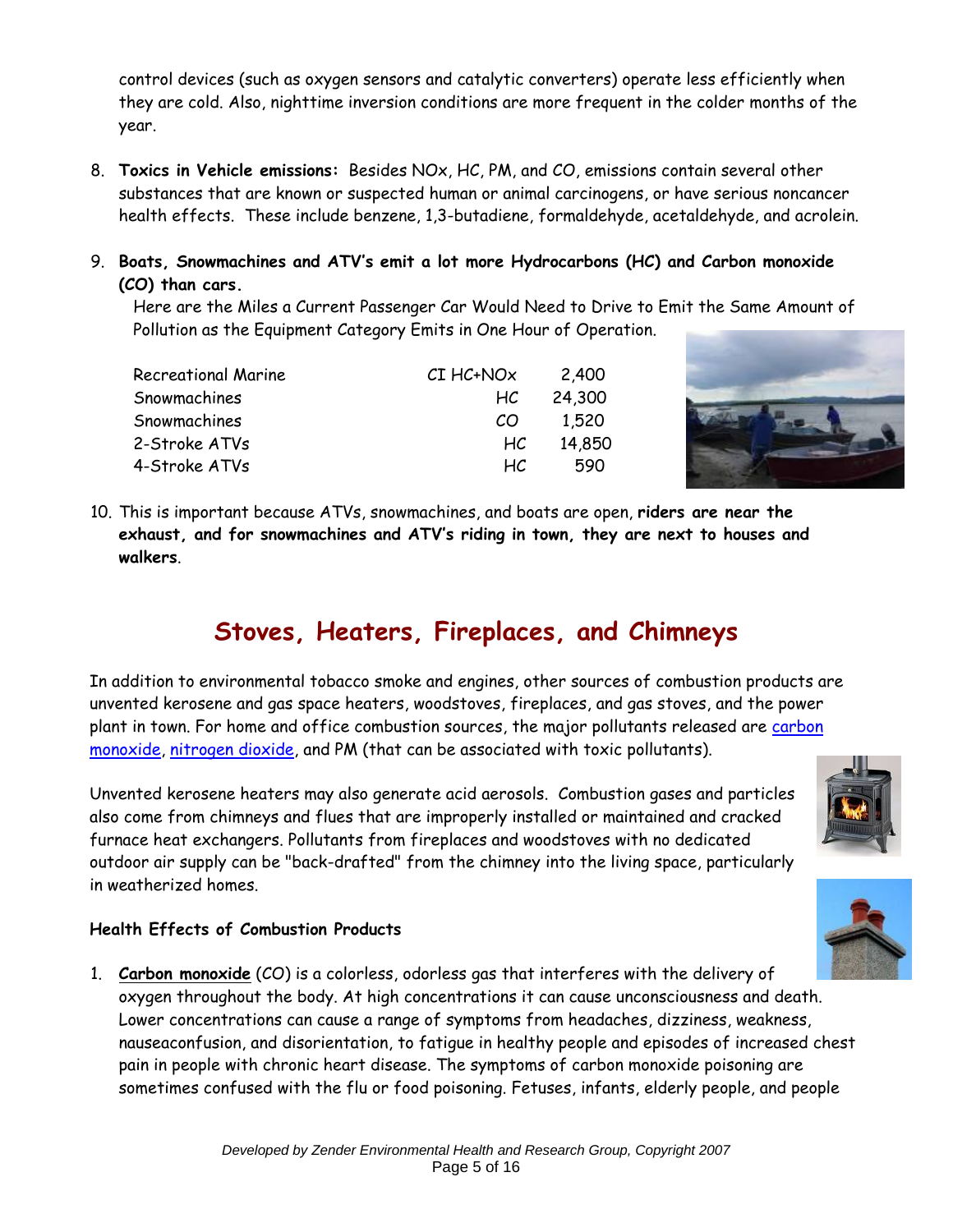control devices (such as oxygen sensors and catalytic converters) operate less efficiently when they are cold. Also, nighttime inversion conditions are more frequent in the colder months of the year.

8. **Toxics in Vehicle emissions:** Besides NOx, HC, PM, and CO, emissions contain several other substances that are known or suspected human or animal carcinogens, or have serious noncancer health effects. These include benzene, 1,3-butadiene, formaldehyde, acetaldehyde, and acrolein.

9. **Boats, Snowmachines and ATV's emit a lot more Hydrocarbons (HC) and Carbon monoxide (CO) than cars.**

   Here are the Miles a Current Passenger Car Would Need to Drive to Emit the Same Amount of Pollution as the Equipment Category Emits in One Hour of Operation.

| | | |
|---|---|---|
| Recreational Marine | CI HC+NOx | 2,400 |
| Snowmachines | HC | 24,300 |
| Snowmachines | CO | 1,520 |
| 2-Stroke ATVs | HC | 14,850 |
| 4-Stroke ATVs | HC | 590 |

10. This is important because ATVs, snowmachines, and boats are open, **riders are near the exhaust, and for snowmachines and ATV's riding in town, they are next to houses and walkers**.

## Stoves, Heaters, Fireplaces, and Chimneys

In addition to environmental tobacco smoke and engines, other sources of combustion products are unvented kerosene and gas space heaters, woodstoves, fireplaces, and gas stoves, and the power plant in town. For home and office combustion sources, the major pollutants released are carbon monoxide, nitrogen dioxide, and PM (that can be associated with toxic pollutants).

Unvented kerosene heaters may also generate acid aerosols. Combustion gases and particles also come from chimneys and flues that are improperly installed or maintained and cracked furnace heat exchangers. Pollutants from fireplaces and woodstoves with no dedicated outdoor air supply can be "back-drafted" from the chimney into the living space, particularly in weatherized homes.

### Health Effects of Combustion Products

1. **Carbon monoxide** (CO) is a colorless, odorless gas that interferes with the delivery of oxygen throughout the body. At high concentrations it can cause unconsciousness and death. Lower concentrations can cause a range of symptoms from headaches, dizziness, weakness, nauseaconfusion, and disorientation, to fatigue in healthy people and episodes of increased chest pain in people with chronic heart disease. The symptoms of carbon monoxide poisoning are sometimes confused with the flu or food poisoning. Fetuses, infants, elderly people, and people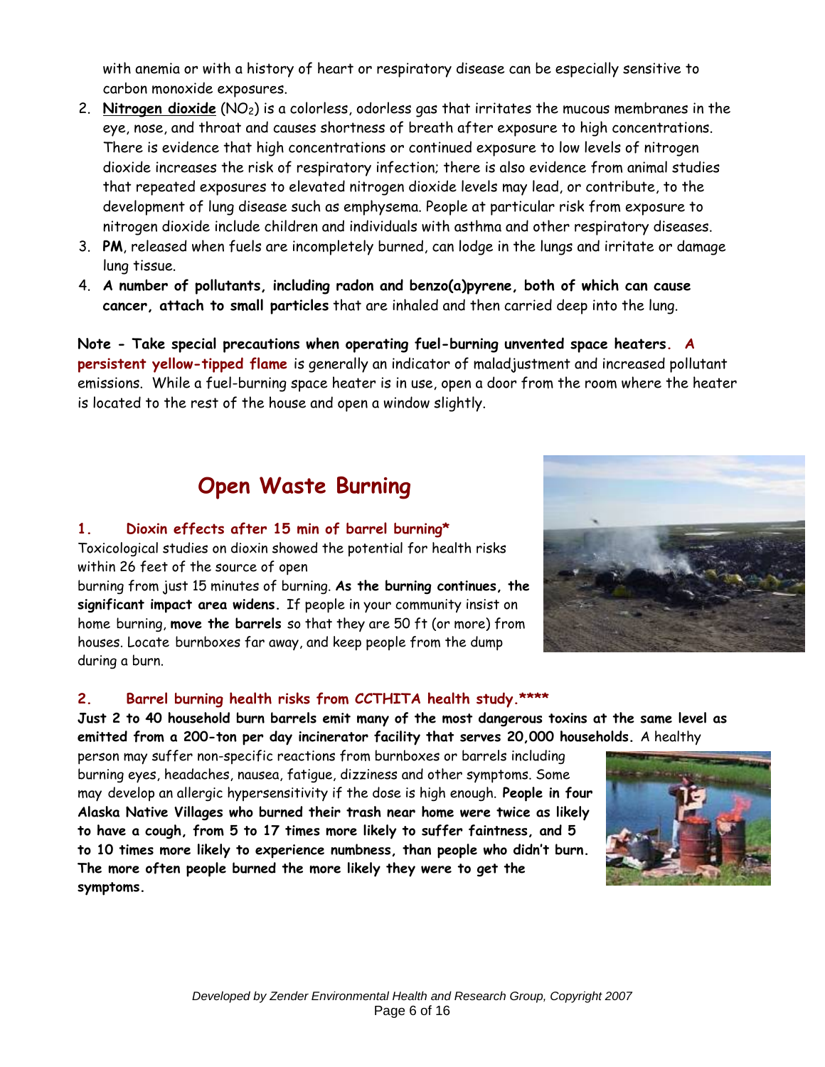with anemia or with a history of heart or respiratory disease can be especially sensitive to carbon monoxide exposures.

2. **Nitrogen dioxide** ($NO_2$) is a colorless, odorless gas that irritates the mucous membranes in the eye, nose, and throat and causes shortness of breath after exposure to high concentrations. There is evidence that high concentrations or continued exposure to low levels of nitrogen dioxide increases the risk of respiratory infection; there is also evidence from animal studies that repeated exposures to elevated nitrogen dioxide levels may lead, or contribute, to the development of lung disease such as emphysema. People at particular risk from exposure to nitrogen dioxide include children and individuals with asthma and other respiratory diseases.
3. **PM**, released when fuels are incompletely burned, can lodge in the lungs and irritate or damage lung tissue.
4. **A number of pollutants, including radon and benzo(a)pyrene, both of which can cause cancer, attach to small particles** that are inhaled and then carried deep into the lung.

**Note - Take special precautions when operating fuel-burning unvented space heaters. A persistent yellow-tipped flame** is generally an indicator of maladjustment and increased pollutant emissions. While a fuel-burning space heater is in use, open a door from the room where the heater is located to the rest of the house and open a window slightly.

## Open Waste Burning

### 1. Dioxin effects after 15 min of barrel burning*

Toxicological studies on dioxin showed the potential for health risks within 26 feet of the source of open burning from just 15 minutes of burning. **As the burning continues, the significant impact area widens.** If people in your community insist on home burning, **move the barrels** so that they are 50 ft (or more) from houses. Locate burnboxes far away, and keep people from the dump during a burn.

### 2. Barrel burning health risks from CCTHITA health study.****

**Just 2 to 40 household burn barrels emit many of the most dangerous toxins at the same level as emitted from a 200-ton per day incinerator facility that serves 20,000 households.** A healthy person may suffer non-specific reactions from burnboxes or barrels including burning eyes, headaches, nausea, fatigue, dizziness and other symptoms. Some may develop an allergic hypersensitivity if the dose is high enough. **People in four Alaska Native Villages who burned their trash near home were twice as likely to have a cough, from 5 to 17 times more likely to suffer faintness, and 5 to 10 times more likely to experience numbness, than people who didn't burn. The more often people burned the more likely they were to get the symptoms.**

*Developed by Zender Environmental Health and Research Group, Copyright 2007*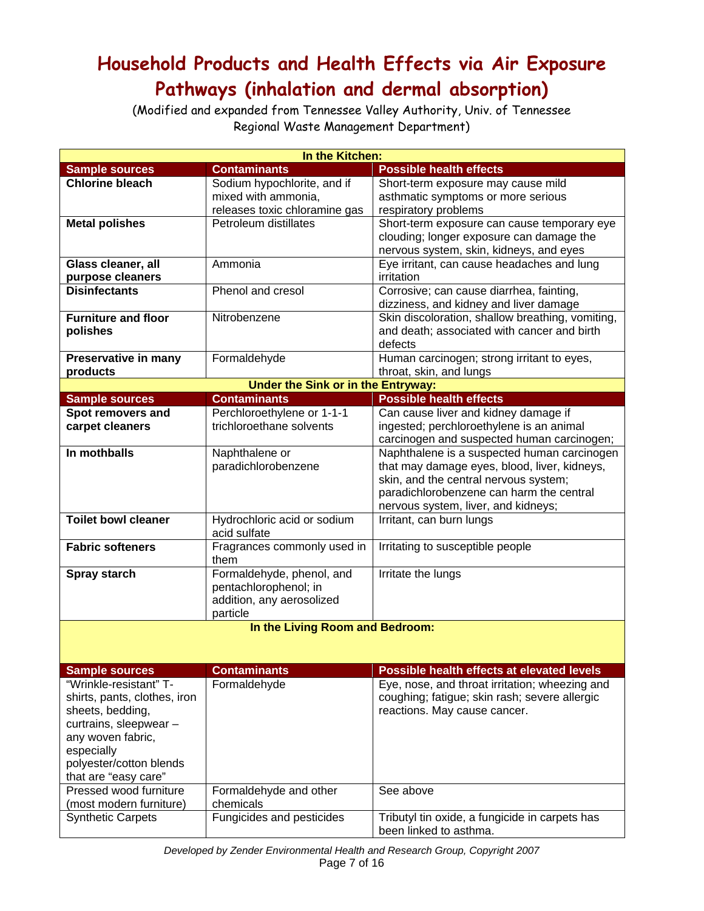# Household Products and Health Effects via Air Exposure Pathways (inhalation and dermal absorption)

(Modified and expanded from Tennessee Valley Authority, Univ. of Tennessee Regional Waste Management Department)

| In the Kitchen: | | |
|---|---|---|
| **Sample sources** | **Contaminants** | **Possible health effects** |
| **Chlorine bleach** | Sodium hypochlorite, and if mixed with ammonia, releases toxic chloramine gas | Short-term exposure may cause mild asthmatic symptoms or more serious respiratory problems |
| **Metal polishes** | Petroleum distillates | Short-term exposure can cause temporary eye clouding; longer exposure can damage the nervous system, skin, kidneys, and eyes |
| **Glass cleaner, all purpose cleaners** | Ammonia | Eye irritant, can cause headaches and lung irritation |
| **Disinfectants** | Phenol and cresol | Corrosive; can cause diarrhea, fainting, dizziness, and kidney and liver damage |
| **Furniture and floor polishes** | Nitrobenzene | Skin discoloration, shallow breathing, vomiting, and death; associated with cancer and birth defects |
| **Preservative in many products** | Formaldehyde | Human carcinogen; strong irritant to eyes, throat, skin, and lungs |
| **Under the Sink or in the Entryway:** | | |
| **Sample sources** | **Contaminants** | **Possible health effects** |
| **Spot removers and carpet cleaners** | Perchloroethylene or 1-1-1 trichloroethane solvents | Can cause liver and kidney damage if ingested; perchloroethylene is an animal carcinogen and suspected human carcinogen; |
| **In mothballs** | Naphthalene or paradichlorobenzene | Naphthalene is a suspected human carcinogen that may damage eyes, blood, liver, kidneys, skin, and the central nervous system; paradichlorobenzene can harm the central nervous system, liver, and kidneys; |
| **Toilet bowl cleaner** | Hydrochloric acid or sodium acid sulfate | Irritant, can burn lungs |
| **Fabric softeners** | Fragrances commonly used in them | Irritating to susceptible people |
| **Spray starch** | Formaldehyde, phenol, and pentachlorophenol; in addition, any aerosolized particle | Irritate the lungs |
| **In the Living Room and Bedroom:** | | |
| **Sample sources** | **Contaminants** | **Possible health effects at elevated levels** |
| "Wrinkle-resistant" T-shirts, pants, clothes, iron sheets, bedding, curtrains, sleepwear – any woven fabric, especially polyester/cotton blends that are "easy care" | Formaldehyde | Eye, nose, and throat irritation; wheezing and coughing; fatigue; skin rash; severe allergic reactions. May cause cancer. |
| Pressed wood furniture (most modern furniture) | Formaldehyde and other chemicals | See above |
| Synthetic Carpets | Fungicides and pesticides | Tributyl tin oxide, a fungicide in carpets has been linked to asthma. |

*Developed by Zender Environmental Health and Research Group, Copyright 2007*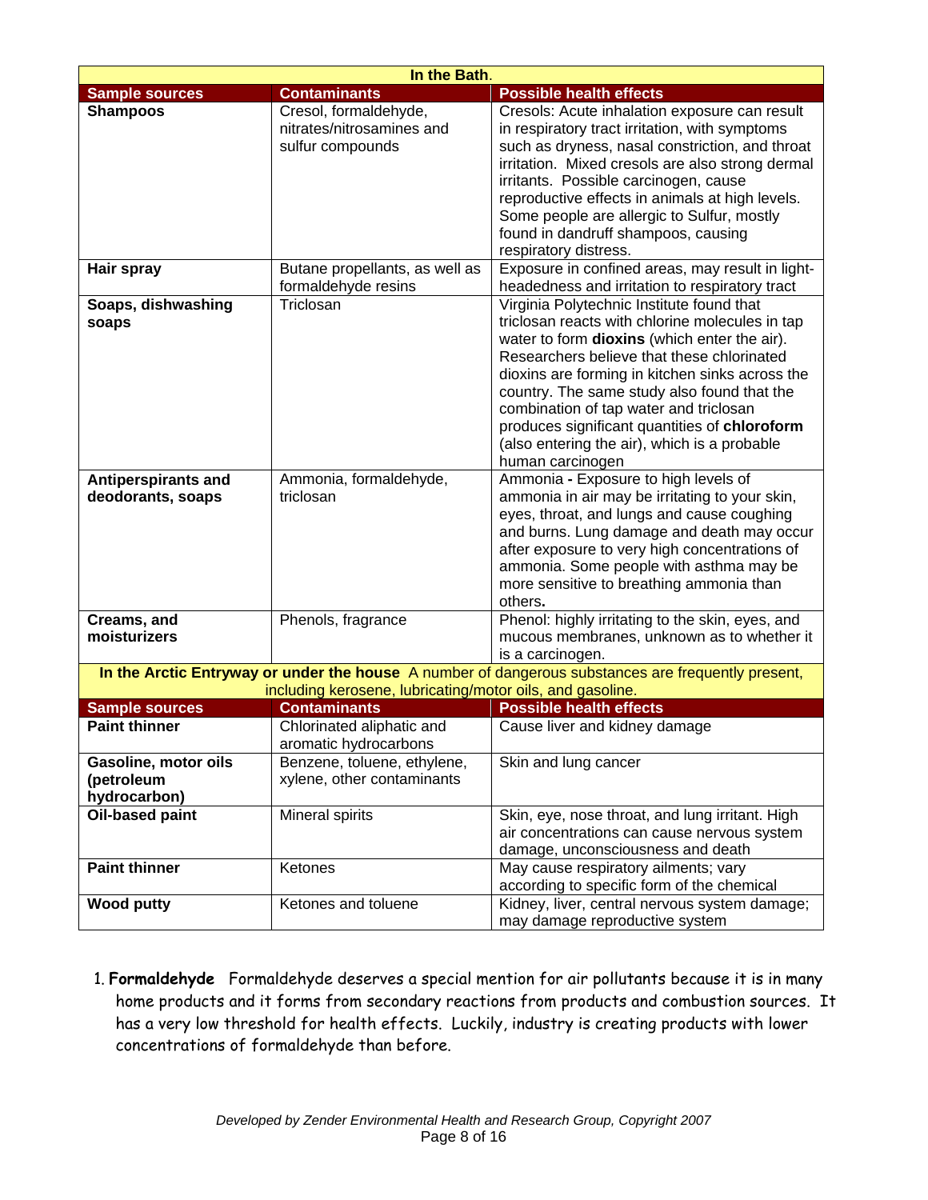| In the Bath. | | |
|---|---|---|
| **Sample sources** | **Contaminants** | **Possible health effects** |
| **Shampoos** | Cresol, formaldehyde, nitrates/nitrosamines and sulfur compounds | Cresols: Acute inhalation exposure can result in respiratory tract irritation, with symptoms such as dryness, nasal constriction, and throat irritation. Mixed cresols are also strong dermal irritants. Possible carcinogen, cause reproductive effects in animals at high levels. Some people are allergic to Sulfur, mostly found in dandruff shampoos, causing respiratory distress. |
| **Hair spray** | Butane propellants, as well as formaldehyde resins | Exposure in confined areas, may result in light-headedness and irritation to respiratory tract |
| **Soaps, dishwashing soaps** | Triclosan | Virginia Polytechnic Institute found that triclosan reacts with chlorine molecules in tap water to form **dioxins** (which enter the air). Researchers believe that these chlorinated dioxins are forming in kitchen sinks across the country. The same study also found that the combination of tap water and triclosan produces significant quantities of **chloroform** (also entering the air), which is a probable human carcinogen |
| **Antiperspirants and deodorants, soaps** | Ammonia, formaldehyde, triclosan | Ammonia **-** Exposure to high levels of ammonia in air may be irritating to your skin, eyes, throat, and lungs and cause coughing and burns. Lung damage and death may occur after exposure to very high concentrations of ammonia. Some people with asthma may be more sensitive to breathing ammonia than others**.** |
| **Creams, and moisturizers** | Phenols, fragrance | Phenol: highly irritating to the skin, eyes, and mucous membranes, unknown as to whether it is a carcinogen. |

| **In the Arctic Entryway or under the house** A number of dangerous substances are frequently present, including kerosene, lubricating/motor oils, and gasoline. | | |
|---|---|---|
| **Sample sources** | **Contaminants** | **Possible health effects** |
| **Paint thinner** | Chlorinated aliphatic and aromatic hydrocarbons | Cause liver and kidney damage |
| **Gasoline, motor oils (petroleum hydrocarbon)** | Benzene, toluene, ethylene, xylene, other contaminants | Skin and lung cancer |
| **Oil-based paint** | Mineral spirits | Skin, eye, nose throat, and lung irritant. High air concentrations can cause nervous system damage, unconsciousness and death |
| **Paint thinner** | Ketones | May cause respiratory ailments; vary according to specific form of the chemical |
| **Wood putty** | Ketones and toluene | Kidney, liver, central nervous system damage; may damage reproductive system |

1. **Formaldehyde** Formaldehyde deserves a special mention for air pollutants because it is in many home products and it forms from secondary reactions from products and combustion sources. It has a very low threshold for health effects. Luckily, industry is creating products with lower concentrations of formaldehyde than before.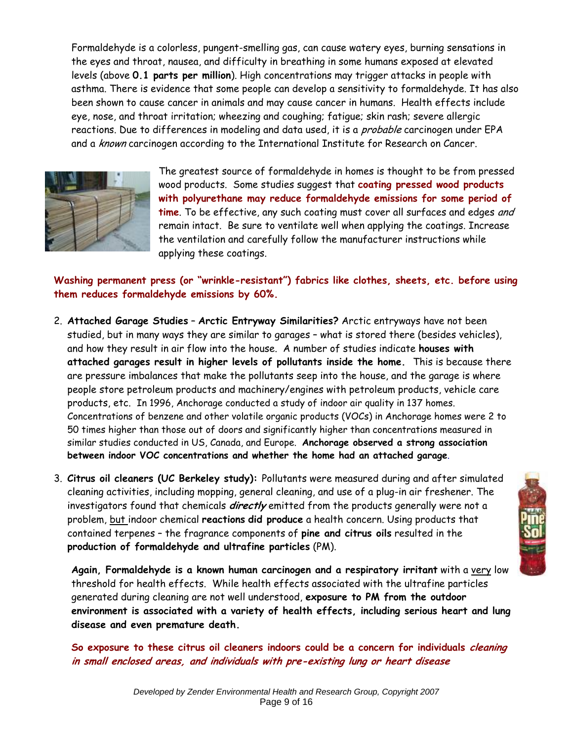Formaldehyde is a colorless, pungent-smelling gas, can cause watery eyes, burning sensations in the eyes and throat, nausea, and difficulty in breathing in some humans exposed at elevated levels (above **0.1 parts per million**). High concentrations may trigger attacks in people with asthma. There is evidence that some people can develop a sensitivity to formaldehyde. It has also been shown to cause cancer in animals and may cause cancer in humans. Health effects include eye, nose, and throat irritation; wheezing and coughing; fatigue; skin rash; severe allergic reactions. Due to differences in modeling and data used, it is a *probable* carcinogen under EPA and a *known* carcinogen according to the International Institute for Research on Cancer.

The greatest source of formaldehyde in homes is thought to be from pressed wood products. Some studies suggest that **coating pressed wood products with polyurethane may reduce formaldehyde emissions for some period of time**. To be effective, any such coating must cover all surfaces and edges *and* remain intact. Be sure to ventilate well when applying the coatings. Increase the ventilation and carefully follow the manufacturer instructions while applying these coatings.

**Washing permanent press (or "wrinkle-resistant") fabrics like clothes, sheets, etc. before using them reduces formaldehyde emissions by 60%.**

2. **Attached Garage Studies – Arctic Entryway Similarities?** Arctic entryways have not been studied, but in many ways they are similar to garages – what is stored there (besides vehicles), and how they result in air flow into the house. A number of studies indicate **houses with attached garages result in higher levels of pollutants inside the home.** This is because there are pressure imbalances that make the pollutants seep into the house, and the garage is where people store petroleum products and machinery/engines with petroleum products, vehicle care products, etc. In 1996, Anchorage conducted a study of indoor air quality in 137 homes. Concentrations of benzene and other volatile organic products (VOCs) in Anchorage homes were 2 to 50 times higher than those out of doors and significantly higher than concentrations measured in similar studies conducted in US, Canada, and Europe. **Anchorage observed a strong association between indoor VOC concentrations and whether the home had an attached garage**.

3. **Citrus oil cleaners (UC Berkeley study):** Pollutants were measured during and after simulated cleaning activities, including mopping, general cleaning, and use of a plug-in air freshener. The investigators found that chemicals ***directly*** emitted from the products generally were not a problem, but indoor chemical **reactions did produce** a health concern. Using products that contained terpenes – the fragrance components of **pine and citrus oils** resulted in the **production of formaldehyde and ultrafine particles** (PM).

   **Again, Formaldehyde is a known human carcinogen and a respiratory irritant** with a very low threshold for health effects. While health effects associated with the ultrafine particles generated during cleaning are not well understood, **exposure to PM from the outdoor environment is associated with a variety of health effects, including serious heart and lung disease and even premature death.**

   **So exposure to these citrus oil cleaners indoors could be a concern for individuals *cleaning in small enclosed areas, and individuals with pre-existing lung or heart disease***

*Developed by Zender Environmental Health and Research Group, Copyright 2007*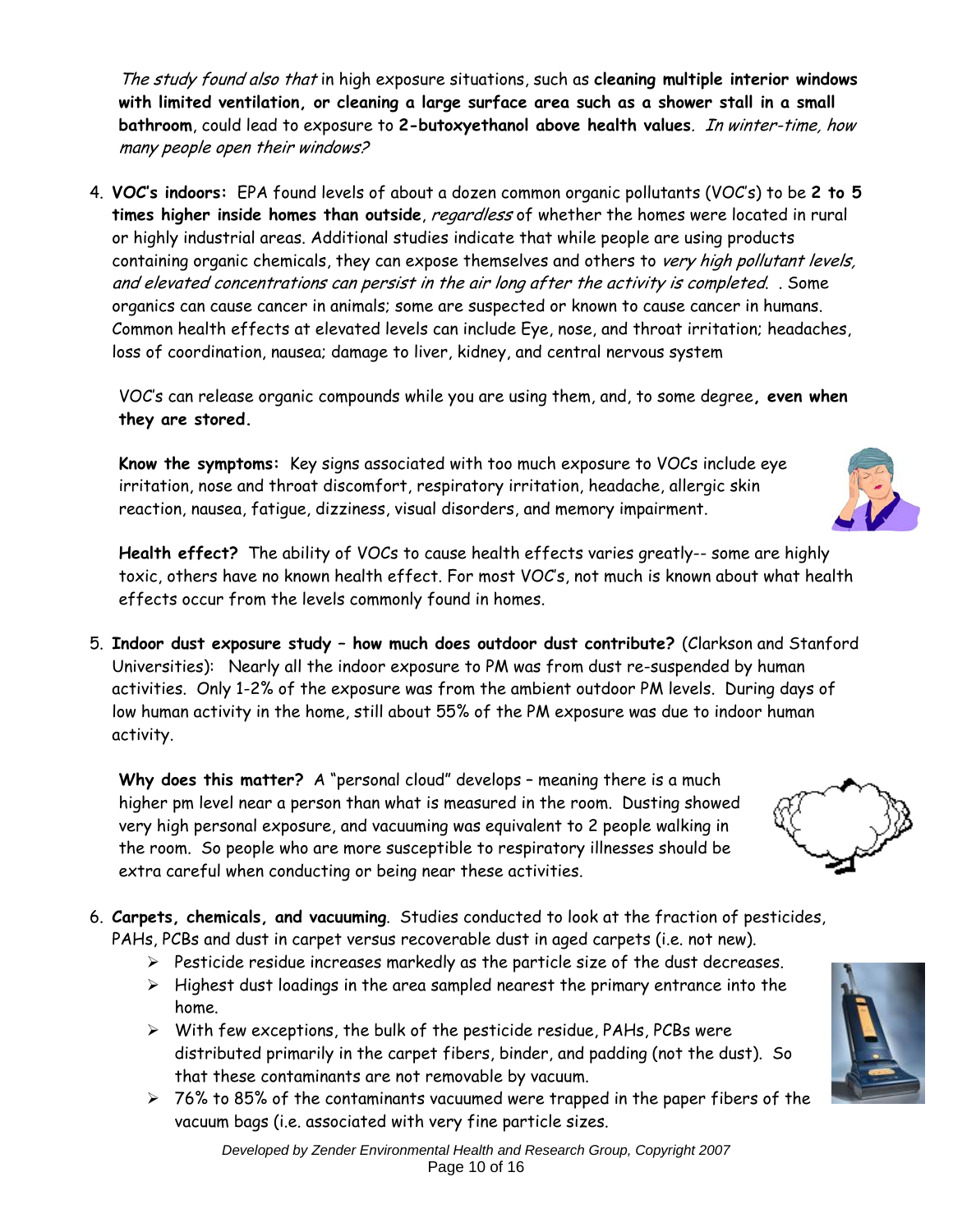*The study found also that* in high exposure situations, such as **cleaning multiple interior windows with limited ventilation, or cleaning a large surface area such as a shower stall in a small bathroom**, could lead to exposure to **2-butoxyethanol above health values**. *In winter-time, how many people open their windows?*

4. **VOC's indoors:** EPA found levels of about a dozen common organic pollutants (VOC's) to be **2 to 5 times higher inside homes than outside**, *regardless* of whether the homes were located in rural or highly industrial areas. Additional studies indicate that while people are using products containing organic chemicals, they can expose themselves and others to *very high pollutant levels, and elevated concentrations can persist in the air long after the activity is completed*. . Some organics can cause cancer in animals; some are suspected or known to cause cancer in humans. Common health effects at elevated levels can include Eye, nose, and throat irritation; headaches, loss of coordination, nausea; damage to liver, kidney, and central nervous system

   VOC's can release organic compounds while you are using them, and, to some degree**, even when they are stored.**

   **Know the symptoms:** Key signs associated with too much exposure to VOCs include eye irritation, nose and throat discomfort, respiratory irritation, headache, allergic skin reaction, nausea, fatigue, dizziness, visual disorders, and memory impairment.

   **Health effect?** The ability of VOCs to cause health effects varies greatly-- some are highly toxic, others have no known health effect. For most VOC's, not much is known about what health effects occur from the levels commonly found in homes.

5. **Indoor dust exposure study – how much does outdoor dust contribute?** (Clarkson and Stanford Universities): Nearly all the indoor exposure to PM was from dust re-suspended by human activities. Only 1-2% of the exposure was from the ambient outdoor PM levels. During days of low human activity in the home, still about 55% of the PM exposure was due to indoor human activity.

   **Why does this matter?** A "personal cloud" develops – meaning there is a much higher pm level near a person than what is measured in the room. Dusting showed very high personal exposure, and vacuuming was equivalent to 2 people walking in the room. So people who are more susceptible to respiratory illnesses should be extra careful when conducting or being near these activities.

6. **Carpets, chemicals, and vacuuming**. Studies conducted to look at the fraction of pesticides, PAHs, PCBs and dust in carpet versus recoverable dust in aged carpets (i.e. not new).
   - Pesticide residue increases markedly as the particle size of the dust decreases.
   - Highest dust loadings in the area sampled nearest the primary entrance into the home.
   - With few exceptions, the bulk of the pesticide residue, PAHs, PCBs were distributed primarily in the carpet fibers, binder, and padding (not the dust). So that these contaminants are not removable by vacuum.
   - 76% to 85% of the contaminants vacuumed were trapped in the paper fibers of the vacuum bags (i.e. associated with very fine particle sizes.

Developed by Zender Environmental Health and Research Group, Copyright 2007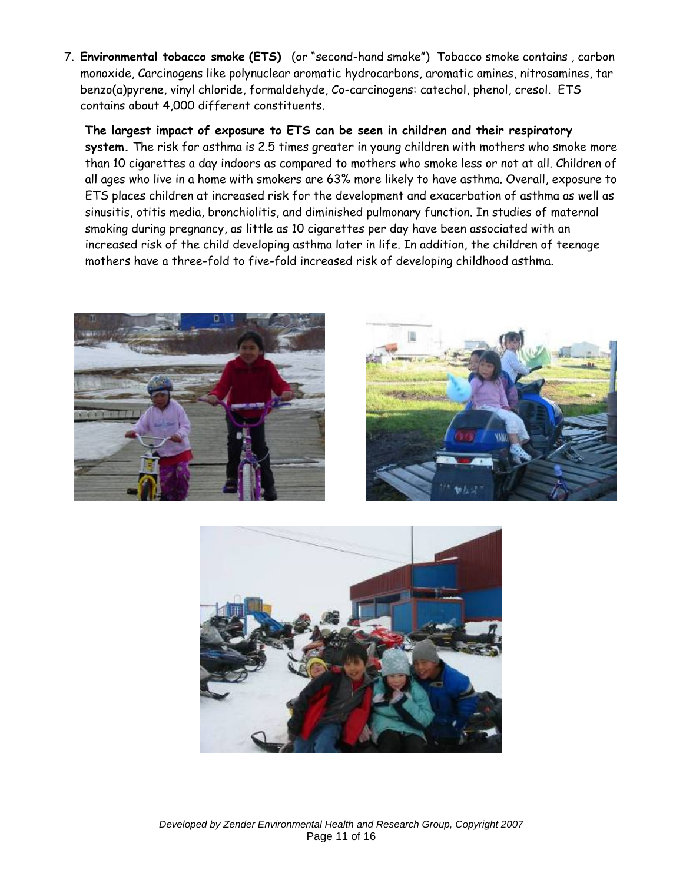7. **Environmental tobacco smoke (ETS)** (or "second-hand smoke") Tobacco smoke contains , carbon monoxide, Carcinogens like polynuclear aromatic hydrocarbons, aromatic amines, nitrosamines, tar benzo(a)pyrene, vinyl chloride, formaldehyde, Co-carcinogens: catechol, phenol, cresol. ETS contains about 4,000 different constituents.

   **The largest impact of exposure to ETS can be seen in children and their respiratory system.** The risk for asthma is 2.5 times greater in young children with mothers who smoke more than 10 cigarettes a day indoors as compared to mothers who smoke less or not at all. Children of all ages who live in a home with smokers are 63% more likely to have asthma. Overall, exposure to ETS places children at increased risk for the development and exacerbation of asthma as well as sinusitis, otitis media, bronchiolitis, and diminished pulmonary function. In studies of maternal smoking during pregnancy, as little as 10 cigarettes per day have been associated with an increased risk of the child developing asthma later in life. In addition, the children of teenage mothers have a three-fold to five-fold increased risk of developing childhood asthma.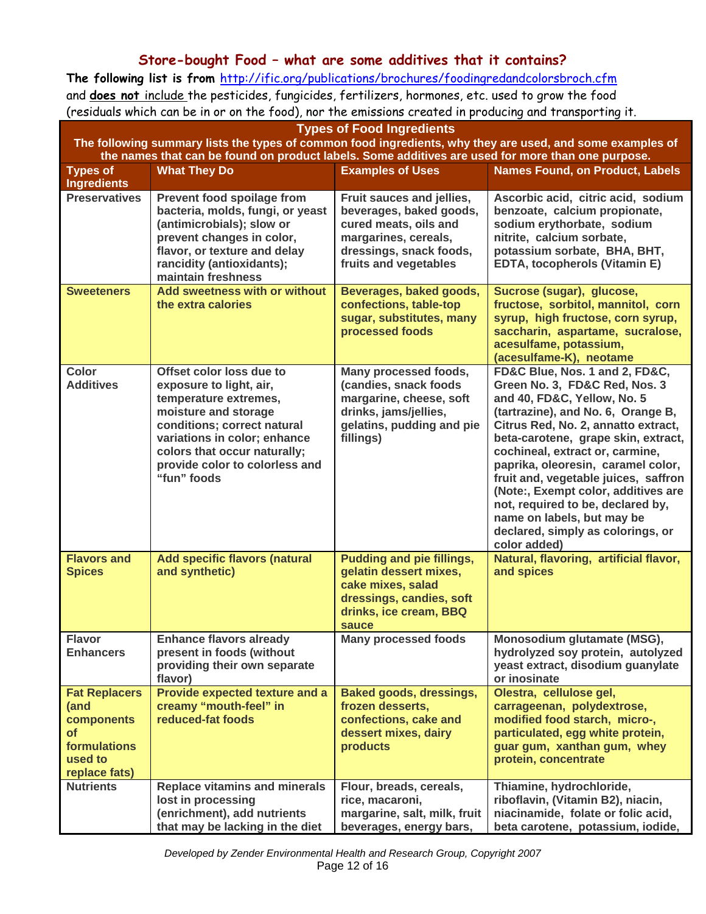## Store-bought Food – what are some additives that it contains?

**The following list is from** http://ific.org/publications/brochures/foodingredandcolorsbroch.cfm and **does not** include the pesticides, fungicides, fertilizers, hormones, etc. used to grow the food (residuals which can be in or on the food), nor the emissions created in producing and transporting it.

**Types of Food Ingredients**

**The following summary lists the types of common food ingredients, why they are used, and some examples of the names that can be found on product labels. Some additives are used for more than one purpose.**

| Types of Ingredients | What They Do | Examples of Uses | Names Found, on Product, Labels |
|---|---|---|---|
| Preservatives | Prevent food spoilage from bacteria, molds, fungi, or yeast (antimicrobials); slow or prevent changes in color, flavor, or texture and delay rancidity (antioxidants); maintain freshness | Fruit sauces and jellies, beverages, baked goods, cured meats, oils and margarines, cereals, dressings, snack foods, fruits and vegetables | Ascorbic acid, citric acid, sodium benzoate, calcium propionate, sodium erythorbate, sodium nitrite, calcium sorbate, potassium sorbate, BHA, BHT, EDTA, tocopherols (Vitamin E) |
| Sweeteners | Add sweetness with or without the extra calories | Beverages, baked goods, confections, table-top sugar, substitutes, many processed foods | Sucrose (sugar), glucose, fructose, sorbitol, mannitol, corn syrup, high fructose, corn syrup, saccharin, aspartame, sucralose, acesulfame, potassium, (acesulfame-K), neotame |
| Color Additives | Offset color loss due to exposure to light, air, temperature extremes, moisture and storage conditions; correct natural variations in color; enhance colors that occur naturally; provide color to colorless and "fun" foods | Many processed foods, (candies, snack foods margarine, cheese, soft drinks, jams/jellies, gelatins, pudding and pie fillings) | FD&C Blue, Nos. 1 and 2, FD&C, Green No. 3, FD&C Red, Nos. 3 and 40, FD&C, Yellow, No. 5 (tartrazine), and No. 6, Orange B, Citrus Red, No. 2, annatto extract, beta-carotene, grape skin, extract, cochineal, extract or, carmine, paprika, oleoresin, caramel color, fruit and, vegetable juices, saffron (Note:, Exempt color, additives are not, required to be, declared by, name on labels, but may be declared, simply as colorings, or color added) |
| Flavors and Spices | Add specific flavors (natural and synthetic) | Pudding and pie fillings, gelatin dessert mixes, cake mixes, salad dressings, candies, soft drinks, ice cream, BBQ sauce | Natural, flavoring, artificial flavor, and spices |
| Flavor Enhancers | Enhance flavors already present in foods (without providing their own separate flavor) | Many processed foods | Monosodium glutamate (MSG), hydrolyzed soy protein, autolyzed yeast extract, disodium guanylate or inosinate |
| Fat Replacers (and components of formulations used to replace fats) | Provide expected texture and a creamy "mouth-feel" in reduced-fat foods | Baked goods, dressings, frozen desserts, confections, cake and dessert mixes, dairy products | Olestra, cellulose gel, carrageenan, polydextrose, modified food starch, micro-, particulated, egg white protein, guar gum, xanthan gum, whey protein, concentrate |
| Nutrients | Replace vitamins and minerals lost in processing (enrichment), add nutrients that may be lacking in the diet | Flour, breads, cereals, rice, macaroni, margarine, salt, milk, fruit beverages, energy bars, | Thiamine, hydrochloride, riboflavin, (Vitamin B2), niacin, niacinamide, folate or folic acid, beta carotene, potassium, iodide, |

*Developed by Zender Environmental Health and Research Group, Copyright 2007*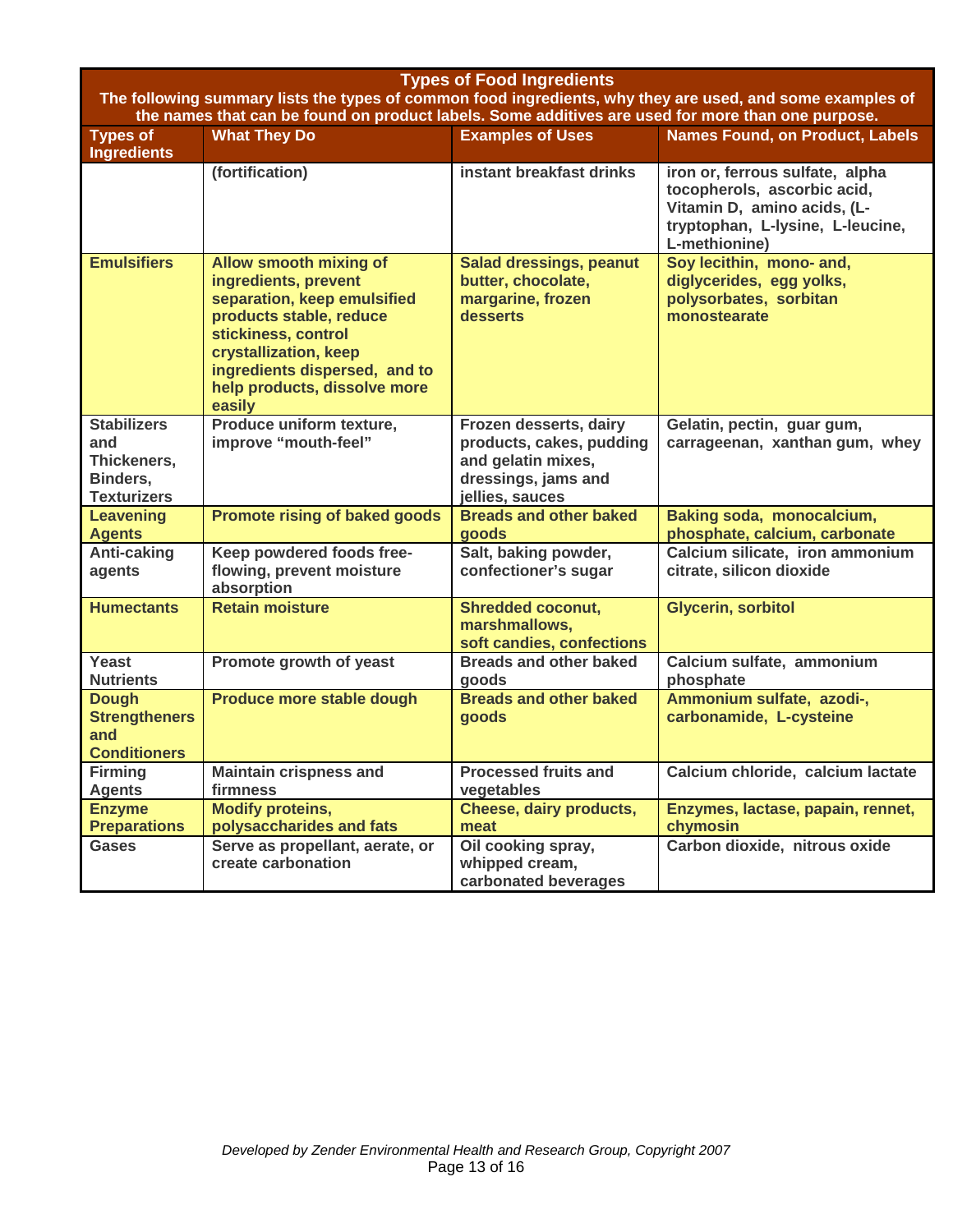| Types of Food Ingredients<br>The following summary lists the types of common food ingredients, why they are used, and some examples of the names that can be found on product labels. Some additives are used for more than one purpose. | | | |
|---|---|---|---|
| **Types of Ingredients** | **What They Do** | **Examples of Uses** | **Names Found, on Product, Labels** |
| | (fortification) | instant breakfast drinks | iron or, ferrous sulfate, alpha tocopherols, ascorbic acid, Vitamin D, amino acids, (L-tryptophan, L-lysine, L-leucine, L-methionine) |
| Emulsifiers | Allow smooth mixing of ingredients, prevent separation, keep emulsified products stable, reduce stickiness, control crystallization, keep ingredients dispersed, and to help products, dissolve more easily | Salad dressings, peanut butter, chocolate, margarine, frozen desserts | Soy lecithin, mono- and, diglycerides, egg yolks, polysorbates, sorbitan monostearate |
| Stabilizers and Thickeners, Binders, Texturizers | Produce uniform texture, improve "mouth-feel" | Frozen desserts, dairy products, cakes, pudding and gelatin mixes, dressings, jams and jellies, sauces | Gelatin, pectin, guar gum, carrageenan, xanthan gum, whey |
| Leavening Agents | Promote rising of baked goods | Breads and other baked goods | Baking soda, monocalcium, phosphate, calcium, carbonate |
| Anti-caking agents | Keep powdered foods free-flowing, prevent moisture absorption | Salt, baking powder, confectioner's sugar | Calcium silicate, iron ammonium citrate, silicon dioxide |
| Humectants | Retain moisture | Shredded coconut, marshmallows, soft candies, confections | Glycerin, sorbitol |
| Yeast Nutrients | Promote growth of yeast | Breads and other baked goods | Calcium sulfate, ammonium phosphate |
| Dough Strengtheners and Conditioners | Produce more stable dough | Breads and other baked goods | Ammonium sulfate, azodi-, carbonamide, L-cysteine |
| Firming Agents | Maintain crispness and firmness | Processed fruits and vegetables | Calcium chloride, calcium lactate |
| Enzyme Preparations | Modify proteins, polysaccharides and fats | Cheese, dairy products, meat | Enzymes, lactase, papain, rennet, chymosin |
| Gases | Serve as propellant, aerate, or create carbonation | Oil cooking spray, whipped cream, carbonated beverages | Carbon dioxide, nitrous oxide |

*Developed by Zender Environmental Health and Research Group, Copyright 2007*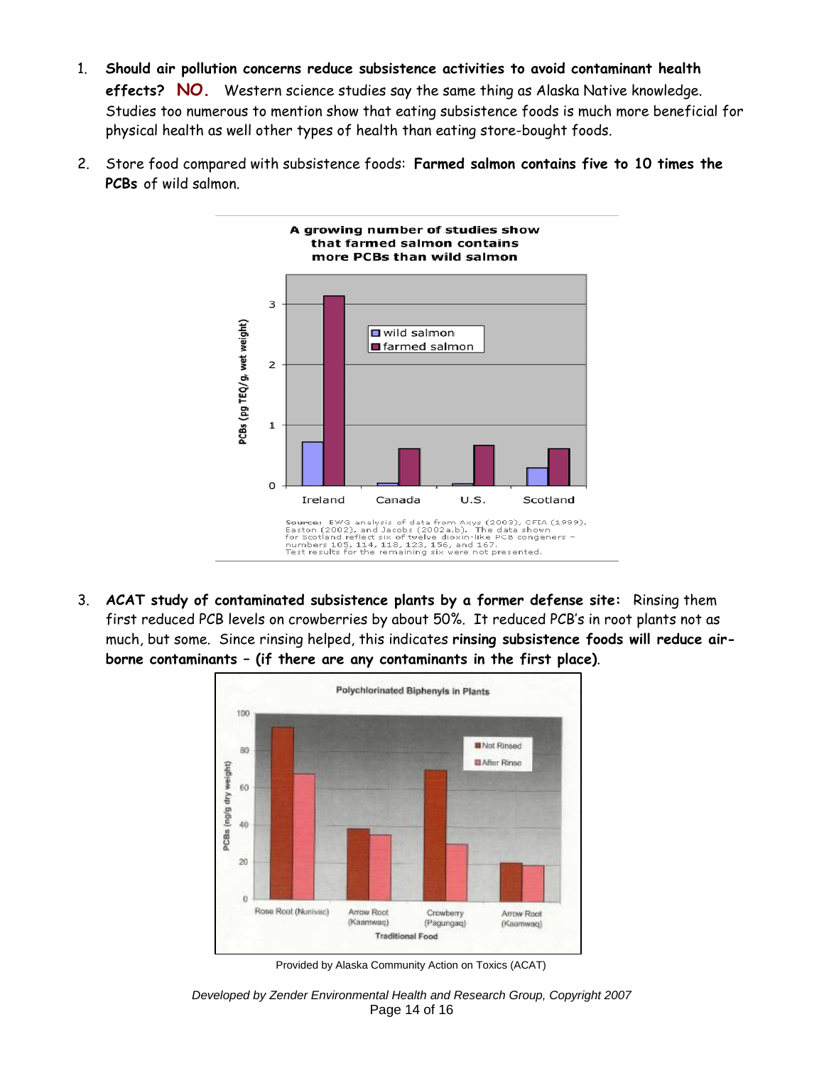1. **Should air pollution concerns reduce subsistence activities to avoid contaminant health effects?** **NO.** Western science studies say the same thing as Alaska Native knowledge. Studies too numerous to mention show that eating subsistence foods is much more beneficial for physical health as well other types of health than eating store-bought foods.

2. Store food compared with subsistence foods: **Farmed salmon contains five to 10 times the PCBs** of wild salmon.

**A growing number of studies show that farmed salmon contains more PCBs than wild salmon**

Source: EWG analysis of data from Axys (2003), CFIA (1999), Easton (2002), and Jacobs (2002a,b). The data shown for Scotland reflect six of twelve dioxin-like PCB congeners – numbers 105, 114, 118, 123, 156, and 167. Test results for the remaining six were not presented.

3. **ACAT study of contaminated subsistence plants by a former defense site:** Rinsing them first reduced PCB levels on crowberries by about 50%. It reduced PCB's in root plants not as much, but some. Since rinsing helped, this indicates **rinsing subsistence foods will reduce air-borne contaminants – (if there are any contaminants in the first place)**.

**Polychlorinated Biphenyls in Plants**

Provided by Alaska Community Action on Toxics (ACAT)

*Developed by Zender Environmental Health and Research Group, Copyright 2007*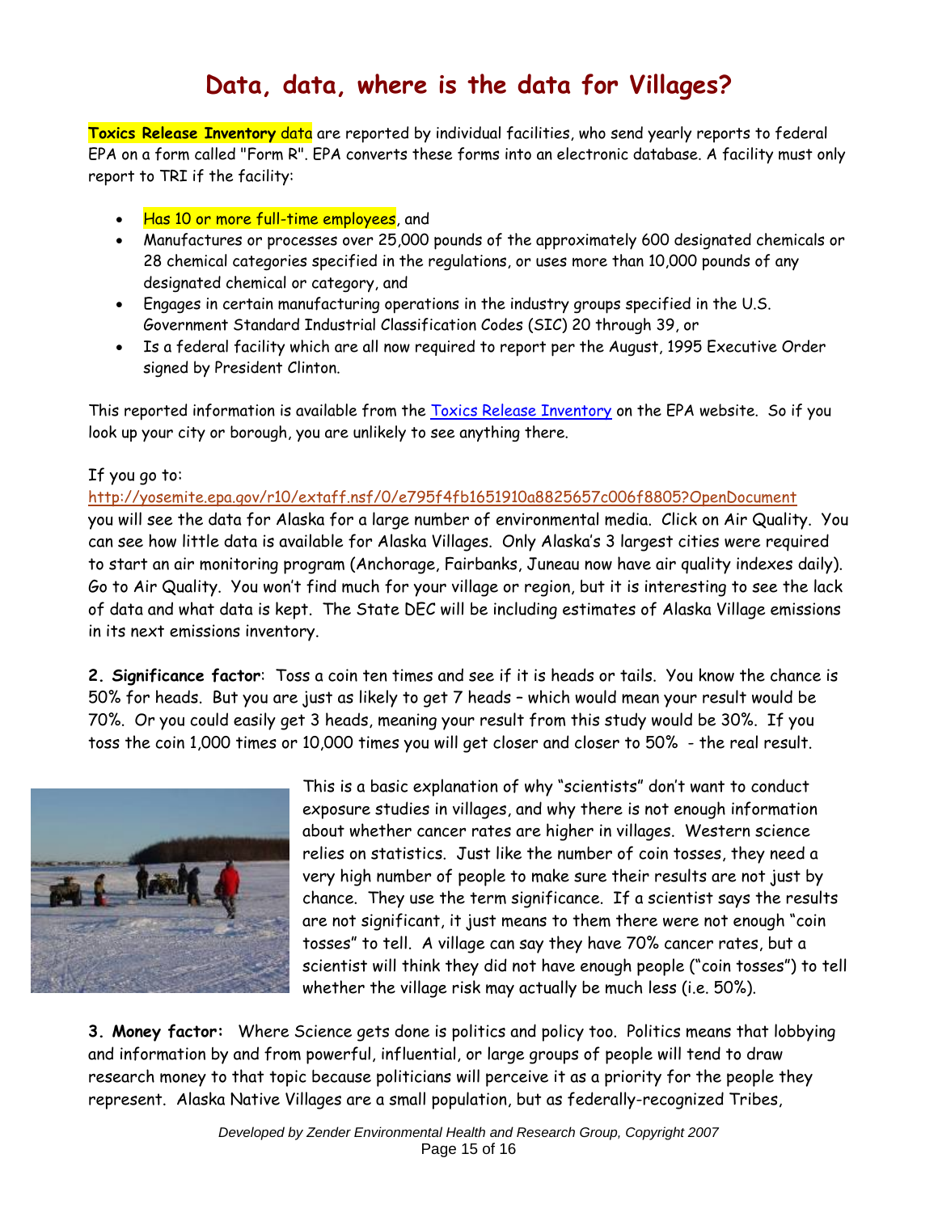# Data, data, where is the data for Villages?

**Toxics Release Inventory** data are reported by individual facilities, who send yearly reports to federal EPA on a form called "Form R". EPA converts these forms into an electronic database. A facility must only report to TRI if the facility:

- Has 10 or more full-time employees, and
- Manufactures or processes over 25,000 pounds of the approximately 600 designated chemicals or 28 chemical categories specified in the regulations, or uses more than 10,000 pounds of any designated chemical or category, and
- Engages in certain manufacturing operations in the industry groups specified in the U.S. Government Standard Industrial Classification Codes (SIC) 20 through 39, or
- Is a federal facility which are all now required to report per the August, 1995 Executive Order signed by President Clinton.

This reported information is available from the [Toxics Release Inventory](Toxics Release Inventory) on the EPA website. So if you look up your city or borough, you are unlikely to see anything there.

If you go to:
http://yosemite.epa.gov/r10/extaff.nsf/0/e795f4fb1651910a8825657c006f8805?OpenDocument
you will see the data for Alaska for a large number of environmental media. Click on Air Quality. You can see how little data is available for Alaska Villages. Only Alaska's 3 largest cities were required to start an air monitoring program (Anchorage, Fairbanks, Juneau now have air quality indexes daily). Go to Air Quality. You won't find much for your village or region, but it is interesting to see the lack of data and what data is kept. The State DEC will be including estimates of Alaska Village emissions in its next emissions inventory.

**2. Significance factor**: Toss a coin ten times and see if it is heads or tails. You know the chance is 50% for heads. But you are just as likely to get 7 heads – which would mean your result would be 70%. Or you could easily get 3 heads, meaning your result from this study would be 30%. If you toss the coin 1,000 times or 10,000 times you will get closer and closer to 50% - the real result.

This is a basic explanation of why "scientists" don't want to conduct exposure studies in villages, and why there is not enough information about whether cancer rates are higher in villages. Western science relies on statistics. Just like the number of coin tosses, they need a very high number of people to make sure their results are not just by chance. They use the term significance. If a scientist says the results are not significant, it just means to them there were not enough "coin tosses" to tell. A village can say they have 70% cancer rates, but a scientist will think they did not have enough people ("coin tosses") to tell whether the village risk may actually be much less (i.e. 50%).

**3. Money factor:** Where Science gets done is politics and policy too. Politics means that lobbying and information by and from powerful, influential, or large groups of people will tend to draw research money to that topic because politicians will perceive it as a priority for the people they represent. Alaska Native Villages are a small population, but as federally-recognized Tribes,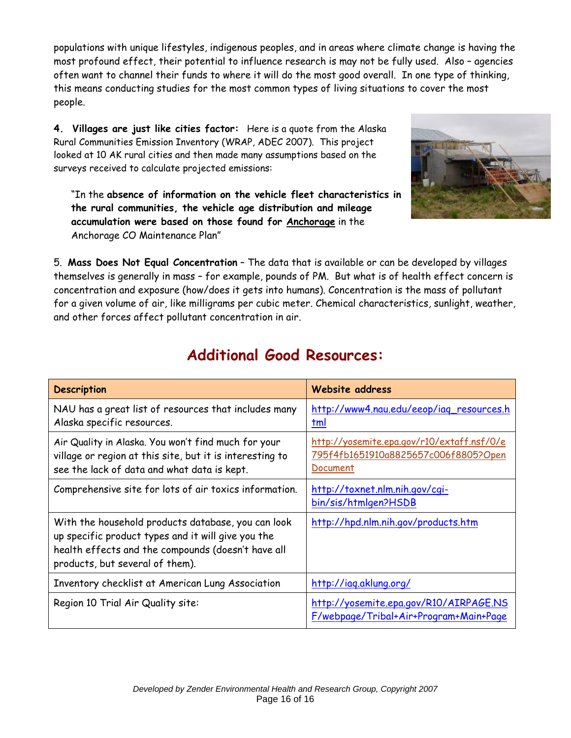populations with unique lifestyles, indigenous peoples, and in areas where climate change is having the most profound effect, their potential to influence research is may not be fully used. Also – agencies often want to channel their funds to where it will do the most good overall. In one type of thinking, this means conducting studies for the most common types of living situations to cover the most people.

**4. Villages are just like cities factor:** Here is a quote from the Alaska Rural Communities Emission Inventory (WRAP, ADEC 2007). This project looked at 10 AK rural cities and then made many assumptions based on the surveys received to calculate projected emissions:

> "In the **absence of information on the vehicle fleet characteristics in the rural communities, the vehicle age distribution and mileage accumulation were based on those found for Anchorage** in the Anchorage CO Maintenance Plan"

5. **Mass Does Not Equal Concentration** – The data that is available or can be developed by villages themselves is generally in mass – for example, pounds of PM. But what is of health effect concern is concentration and exposure (how/does it gets into humans). Concentration is the mass of pollutant for a given volume of air, like milligrams per cubic meter. Chemical characteristics, sunlight, weather, and other forces affect pollutant concentration in air.

## Additional Good Resources:

| Description | Website address |
| --- | --- |
| NAU has a great list of resources that includes many Alaska specific resources. | http://www4.nau.edu/eeop/iaq_resources.html |
| Air Quality in Alaska. You won't find much for your village or region at this site, but it is interesting to see the lack of data and what data is kept. | http://yosemite.epa.gov/r10/extaff.nsf/0/e795f4fb1651910a8825657c006f8805?OpenDocument |
| Comprehensive site for lots of air toxics information. | http://toxnet.nlm.nih.gov/cgi-bin/sis/htmlgen?HSDB |
| With the household products database, you can look up specific product types and it will give you the health effects and the compounds (doesn't have all products, but several of them). | http://hpd.nlm.nih.gov/products.htm |
| Inventory checklist at American Lung Association | http://iaq.aklung.org/ |
| Region 10 Trial Air Quality site: | http://yosemite.epa.gov/R10/AIRPAGE.NSF/webpage/Tribal+Air+Program+Main+Page |

*Developed by Zender Environmental Health and Research Group, Copyright 2007*